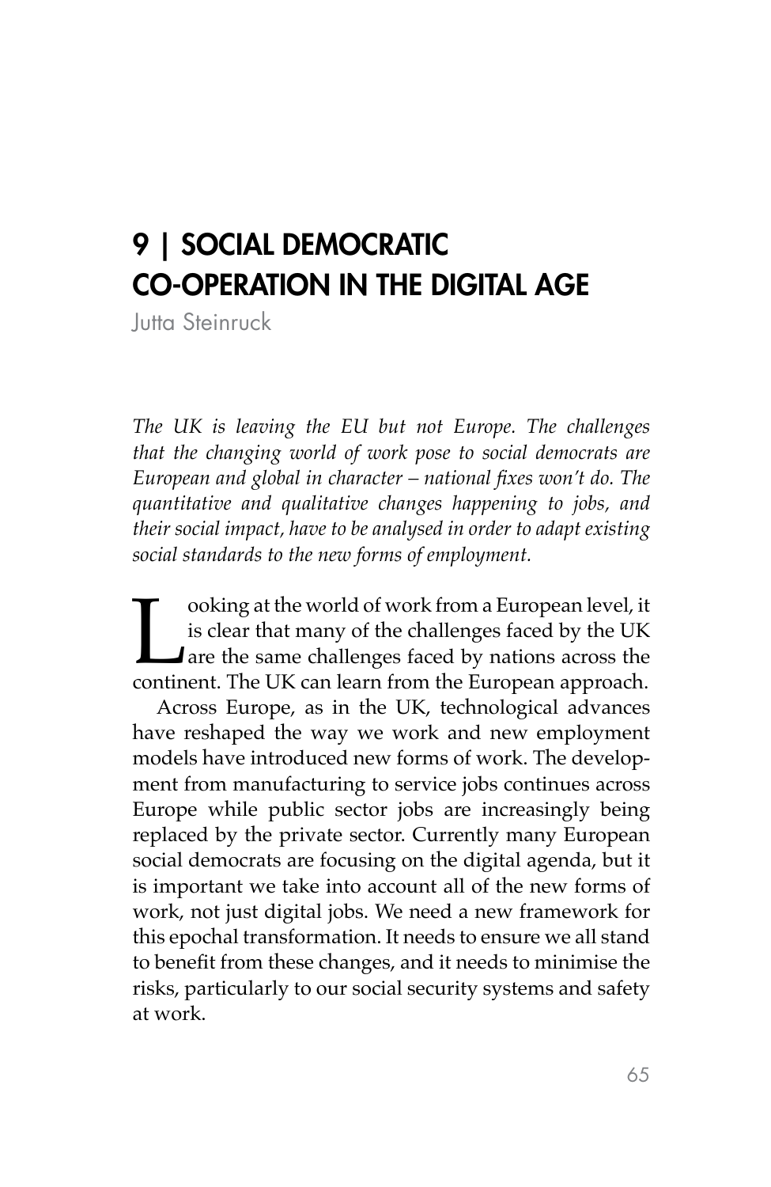# 9 | SOCIAL DEMOCRATIC CO-OPERATION IN THE DIGITAL AGE

Jutta Steinruck

*The UK is leaving the EU but not Europe. The challenges that the changing world of work pose to social democrats are European and global in character – national fixes won't do. The quantitative and qualitative changes happening to jobs, and their social impact, have to be analysed in order to adapt existing social standards to the new forms of employment.*

Looking at the world of work from a European level, it is clear that many of the challenges faced by the UK are the same challenges faced by nations across the continent. The UK can learn from the European approach.

Across Europe, as in the UK, technological advances have reshaped the way we work and new employment models have introduced new forms of work. The development from manufacturing to service jobs continues across Europe while public sector jobs are increasingly being replaced by the private sector. Currently many European social democrats are focusing on the digital agenda, but it is important we take into account all of the new forms of work, not just digital jobs. We need a new framework for this epochal transformation. It needs to ensure we all stand to benefit from these changes, and it needs to minimise the risks, particularly to our social security systems and safety at work.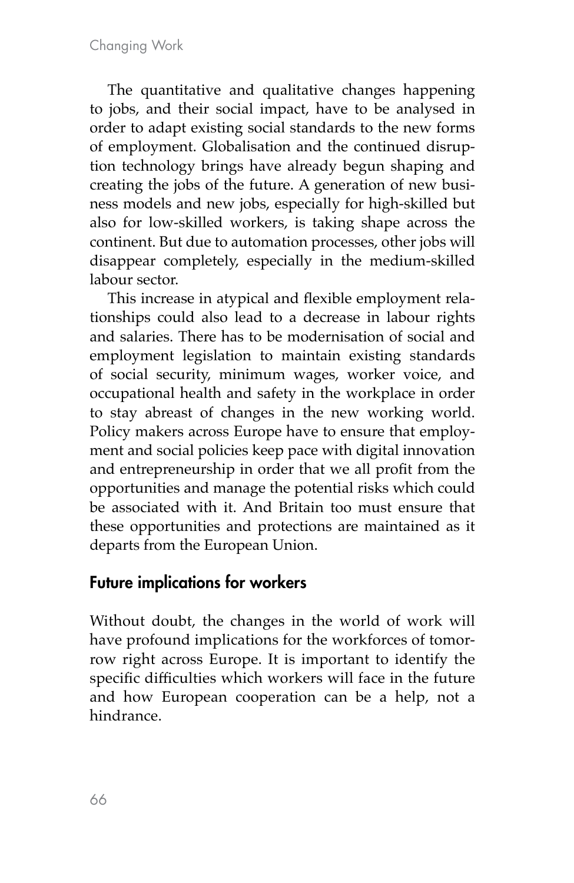The quantitative and qualitative changes happening to jobs, and their social impact, have to be analysed in order to adapt existing social standards to the new forms of employment. Globalisation and the continued disruption technology brings have already begun shaping and creating the jobs of the future. A generation of new business models and new jobs, especially for high-skilled but also for low-skilled workers, is taking shape across the continent. But due to automation processes, other jobs will disappear completely, especially in the medium-skilled labour sector.

This increase in atypical and flexible employment relationships could also lead to a decrease in labour rights and salaries. There has to be modernisation of social and employment legislation to maintain existing standards of social security, minimum wages, worker voice, and occupational health and safety in the workplace in order to stay abreast of changes in the new working world. Policy makers across Europe have to ensure that employment and social policies keep pace with digital innovation and entrepreneurship in order that we all profit from the opportunities and manage the potential risks which could be associated with it. And Britain too must ensure that these opportunities and protections are maintained as it departs from the European Union.

## Future implications for workers

Without doubt, the changes in the world of work will have profound implications for the workforces of tomorrow right across Europe. It is important to identify the specific difficulties which workers will face in the future and how European cooperation can be a help, not a hindrance.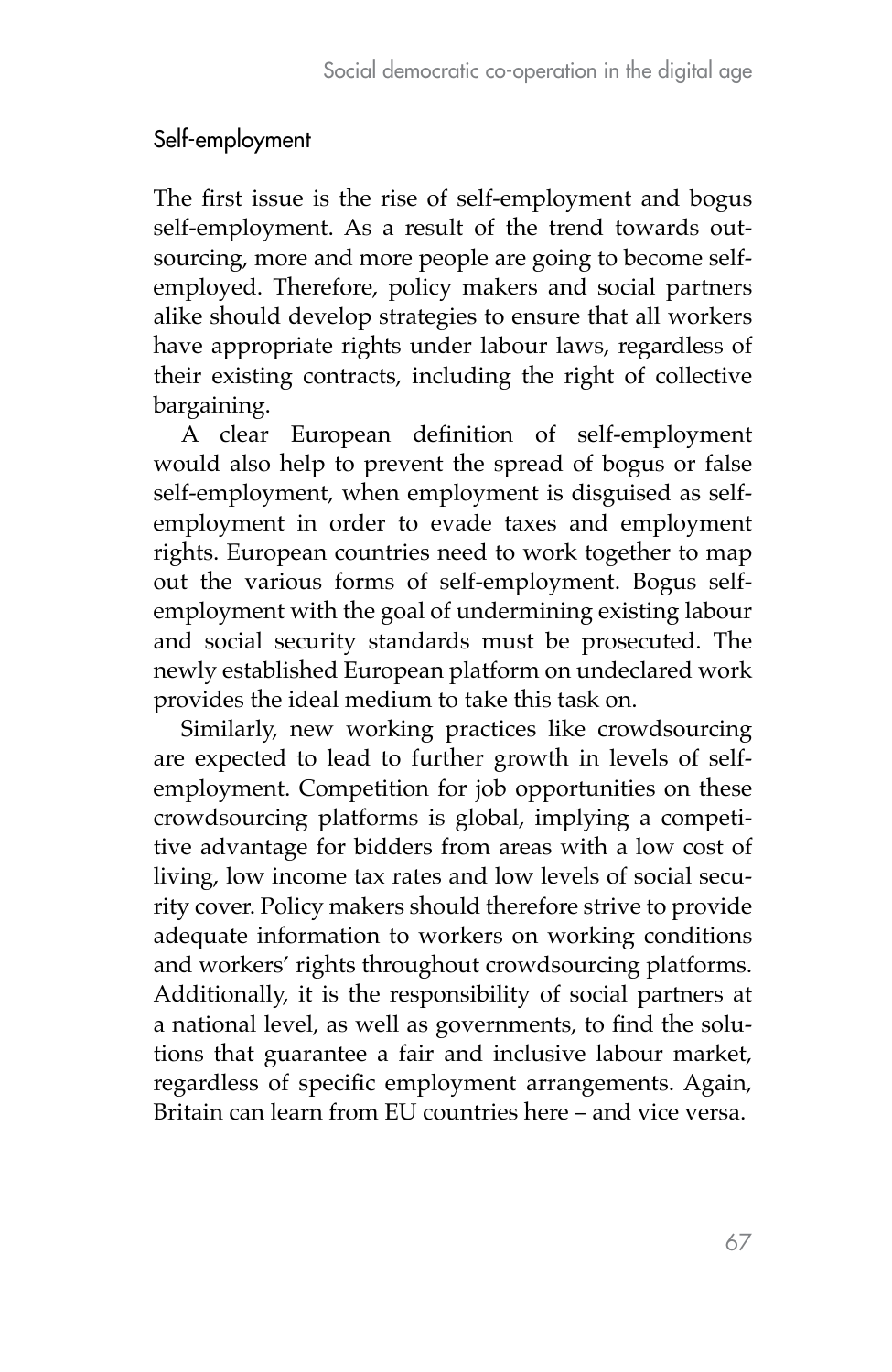## Self-employment

The first issue is the rise of self-employment and bogus self-employment. As a result of the trend towards outsourcing, more and more people are going to become self-employed. Therefore, policy makers and social partners alike should develop strategies to ensure that all workers have appropriate rights under labour laws, regardless of their existing contracts, including the right of collective bargaining.

A clear European definition of self-employment would also help to prevent the spread of bogus or false self-employment, when employment is disguised as self-employment in order to evade taxes and employment rights. European countries need to work together to map out the various forms of self-employment. Bogus self-employment with the goal of undermining existing labour and social security standards must be prosecuted. The newly established European platform on undeclared work provides the ideal medium to take this task on.

Similarly, new working practices like crowdsourcing are expected to lead to further growth in levels of self-employment. Competition for job opportunities on these crowdsourcing platforms is global, implying a competitive advantage for bidders from areas with a low cost of living, low income tax rates and low levels of social security cover. Policy makers should therefore strive to provide adequate information to workers on working conditions and workers' rights throughout crowdsourcing platforms. Additionally, it is the responsibility of social partners at a national level, as well as governments, to find the solutions that guarantee a fair and inclusive labour market, regardless of specific employment arrangements. Again, Britain can learn from EU countries here – and vice versa.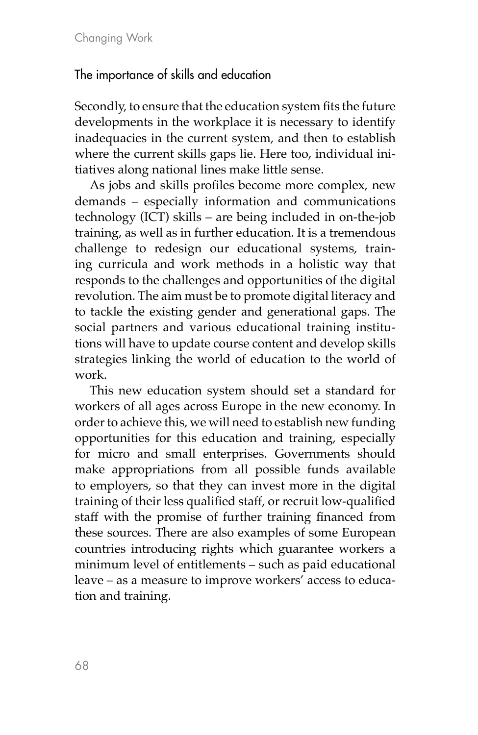## The importance of skills and education

Secondly, to ensure that the education system fits the future developments in the workplace it is necessary to identify inadequacies in the current system, and then to establish where the current skills gaps lie. Here too, individual initiatives along national lines make little sense.

As jobs and skills profiles become more complex, new demands – especially information and communications technology (ICT) skills – are being included in on-the-job training, as well as in further education. It is a tremendous challenge to redesign our educational systems, training curricula and work methods in a holistic way that responds to the challenges and opportunities of the digital revolution. The aim must be to promote digital literacy and to tackle the existing gender and generational gaps. The social partners and various educational training institutions will have to update course content and develop skills strategies linking the world of education to the world of work.

This new education system should set a standard for workers of all ages across Europe in the new economy. In order to achieve this, we will need to establish new funding opportunities for this education and training, especially for micro and small enterprises. Governments should make appropriations from all possible funds available to employers, so that they can invest more in the digital training of their less qualified staff, or recruit low-qualified staff with the promise of further training financed from these sources. There are also examples of some European countries introducing rights which guarantee workers a minimum level of entitlements – such as paid educational leave – as a measure to improve workers' access to education and training.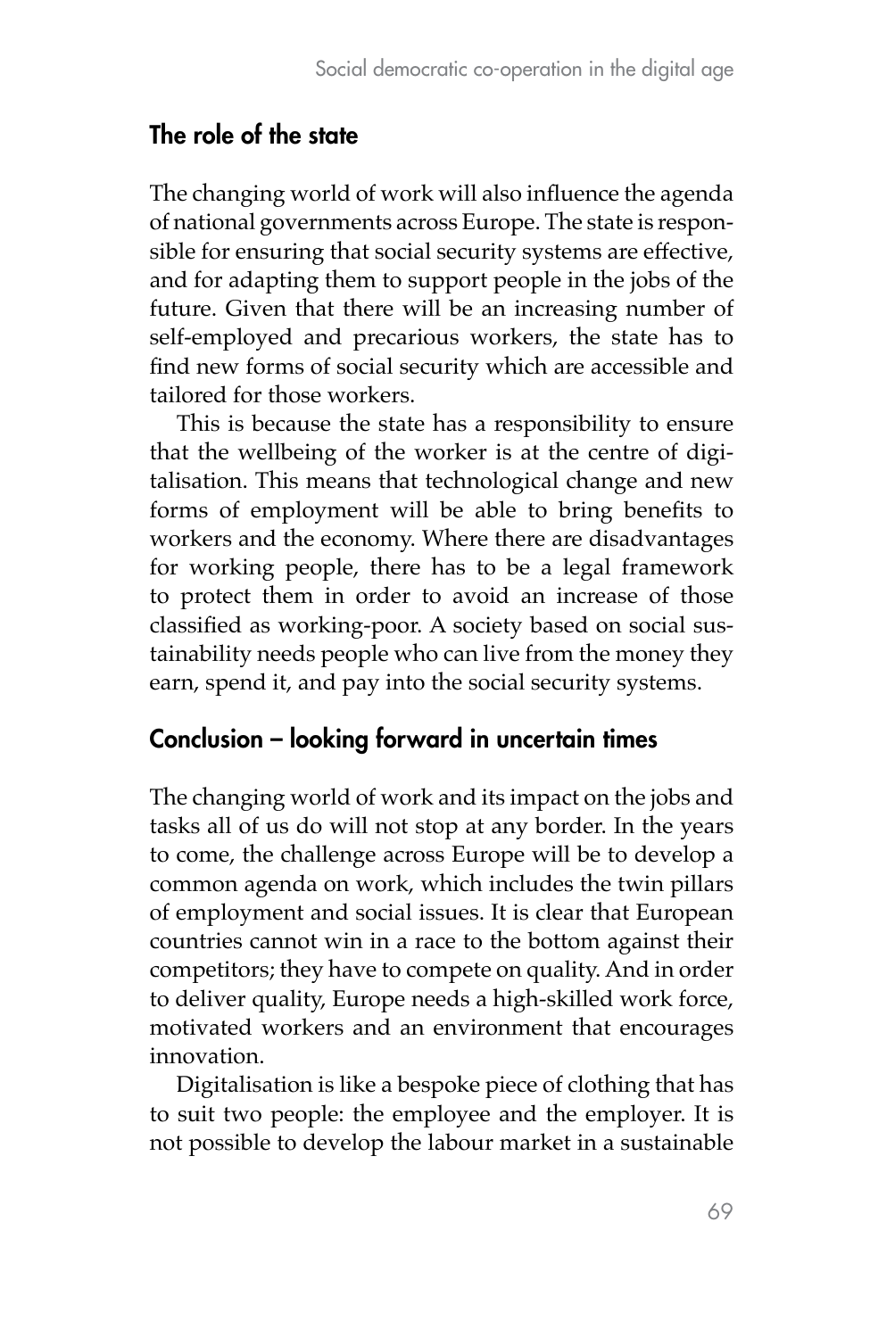## The role of the state

The changing world of work will also influence the agenda of national governments across Europe. The state is responsible for ensuring that social security systems are effective, and for adapting them to support people in the jobs of the future. Given that there will be an increasing number of self-employed and precarious workers, the state has to find new forms of social security which are accessible and tailored for those workers.

This is because the state has a responsibility to ensure that the wellbeing of the worker is at the centre of digitalisation. This means that technological change and new forms of employment will be able to bring benefits to workers and the economy. Where there are disadvantages for working people, there has to be a legal framework to protect them in order to avoid an increase of those classified as working-poor. A society based on social sustainability needs people who can live from the money they earn, spend it, and pay into the social security systems.

## Conclusion – looking forward in uncertain times

The changing world of work and its impact on the jobs and tasks all of us do will not stop at any border. In the years to come, the challenge across Europe will be to develop a common agenda on work, which includes the twin pillars of employment and social issues. It is clear that European countries cannot win in a race to the bottom against their competitors; they have to compete on quality. And in order to deliver quality, Europe needs a high-skilled work force, motivated workers and an environment that encourages innovation.

Digitalisation is like a bespoke piece of clothing that has to suit two people: the employee and the employer. It is not possible to develop the labour market in a sustainable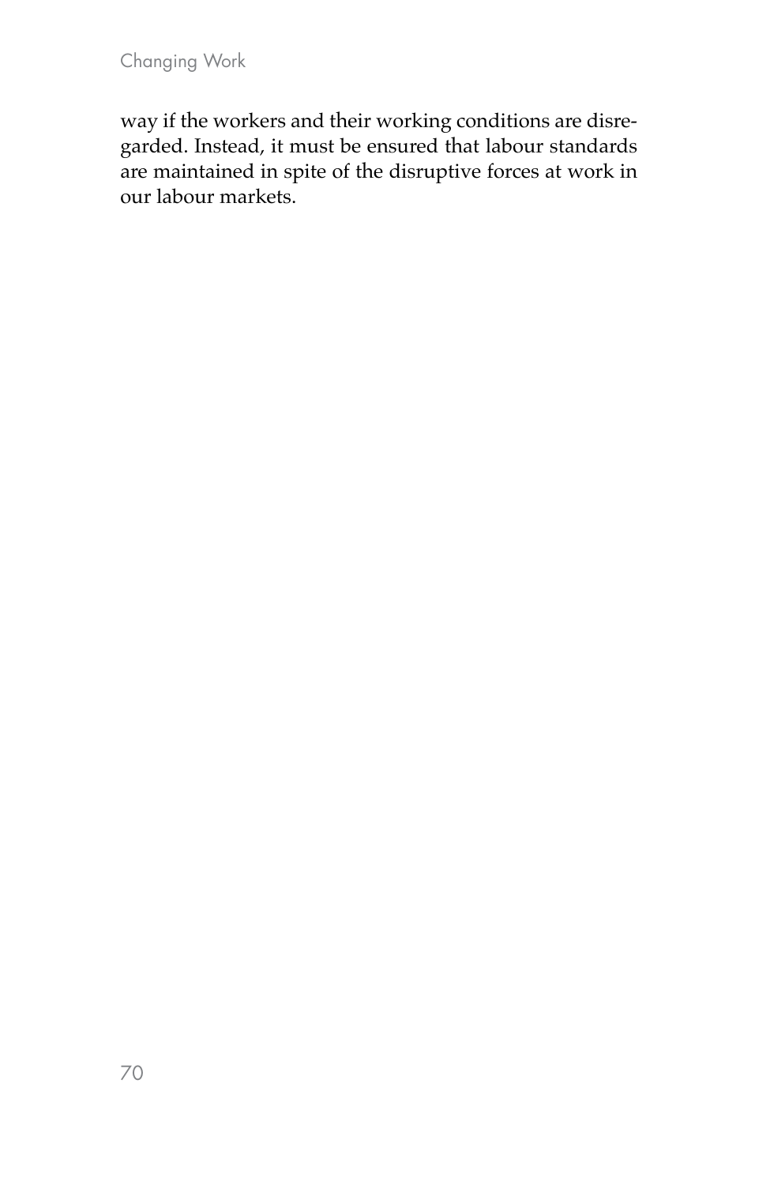way if the workers and their working conditions are disregarded. Instead, it must be ensured that labour standards are maintained in spite of the disruptive forces at work in our labour markets.